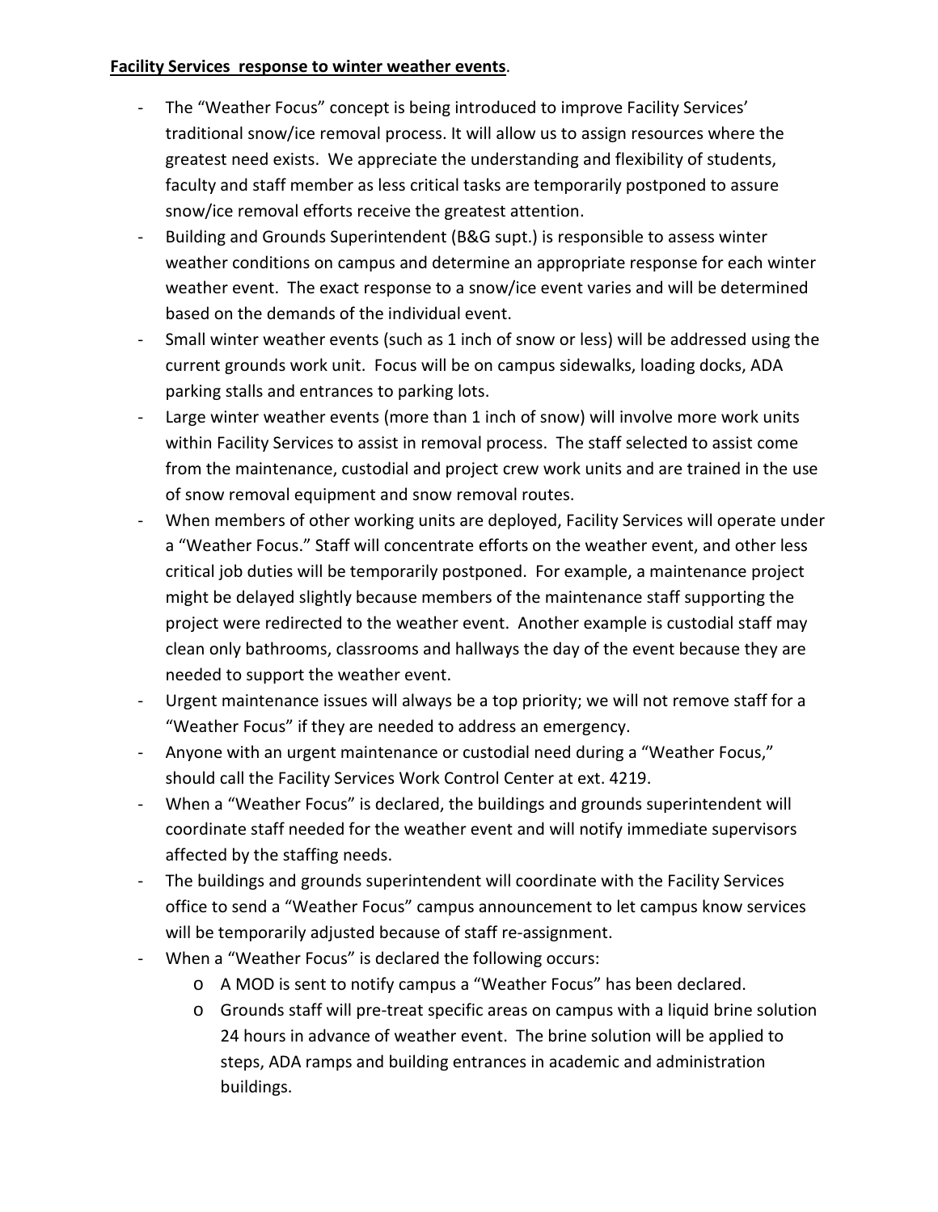**Facility Services response to winter weather events**.

- The "Weather Focus" concept is being introduced to improve Facility Services' traditional snow/ice removal process. It will allow us to assign resources where the greatest need exists. We appreciate the understanding and flexibility of students, faculty and staff member as less critical tasks are temporarily postponed to assure snow/ice removal efforts receive the greatest attention.
- Building and Grounds Superintendent (B&G supt.) is responsible to assess winter weather conditions on campus and determine an appropriate response for each winter weather event. The exact response to a snow/ice event varies and will be determined based on the demands of the individual event.
- Small winter weather events (such as 1 inch of snow or less) will be addressed using the current grounds work unit. Focus will be on campus sidewalks, loading docks, ADA parking stalls and entrances to parking lots.
- Large winter weather events (more than 1 inch of snow) will involve more work units within Facility Services to assist in removal process. The staff selected to assist come from the maintenance, custodial and project crew work units and are trained in the use of snow removal equipment and snow removal routes.
- When members of other working units are deployed, Facility Services will operate under a "Weather Focus." Staff will concentrate efforts on the weather event, and other less critical job duties will be temporarily postponed. For example, a maintenance project might be delayed slightly because members of the maintenance staff supporting the project were redirected to the weather event. Another example is custodial staff may clean only bathrooms, classrooms and hallways the day of the event because they are needed to support the weather event.
- Urgent maintenance issues will always be a top priority; we will not remove staff for a "Weather Focus" if they are needed to address an emergency.
- Anyone with an urgent maintenance or custodial need during a "Weather Focus," should call the Facility Services Work Control Center at ext. 4219.
- When a "Weather Focus" is declared, the buildings and grounds superintendent will coordinate staff needed for the weather event and will notify immediate supervisors affected by the staffing needs.
- The buildings and grounds superintendent will coordinate with the Facility Services office to send a "Weather Focus" campus announcement to let campus know services will be temporarily adjusted because of staff re-assignment.
- When a "Weather Focus" is declared the following occurs:
  - A MOD is sent to notify campus a "Weather Focus" has been declared.
  - Grounds staff will pre-treat specific areas on campus with a liquid brine solution 24 hours in advance of weather event. The brine solution will be applied to steps, ADA ramps and building entrances in academic and administration buildings.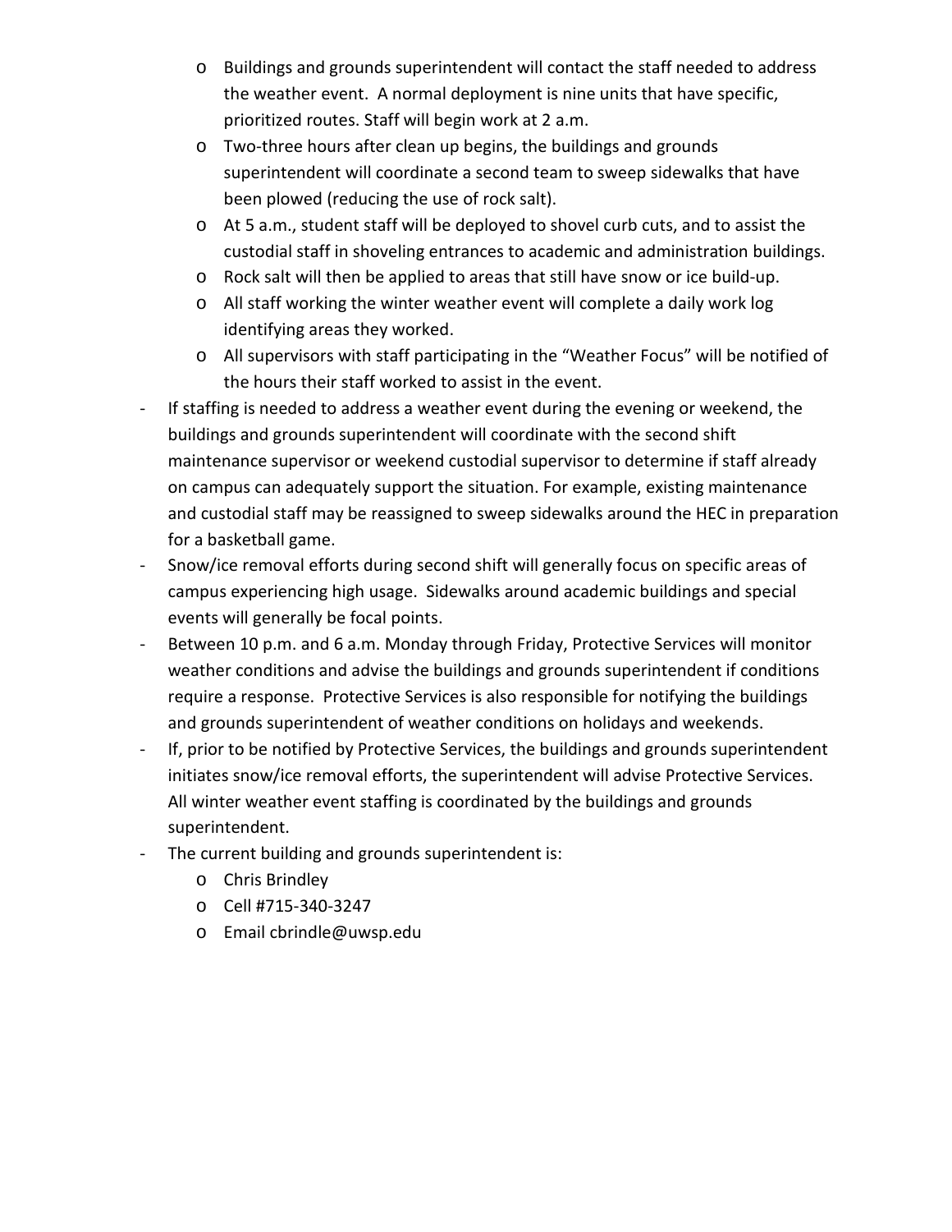- Buildings and grounds superintendent will contact the staff needed to address the weather event. A normal deployment is nine units that have specific, prioritized routes. Staff will begin work at 2 a.m.
  - Two-three hours after clean up begins, the buildings and grounds superintendent will coordinate a second team to sweep sidewalks that have been plowed (reducing the use of rock salt).
  - At 5 a.m., student staff will be deployed to shovel curb cuts, and to assist the custodial staff in shoveling entrances to academic and administration buildings.
  - Rock salt will then be applied to areas that still have snow or ice build-up.
  - All staff working the winter weather event will complete a daily work log identifying areas they worked.
  - All supervisors with staff participating in the "Weather Focus" will be notified of the hours their staff worked to assist in the event.
- If staffing is needed to address a weather event during the evening or weekend, the buildings and grounds superintendent will coordinate with the second shift maintenance supervisor or weekend custodial supervisor to determine if staff already on campus can adequately support the situation. For example, existing maintenance and custodial staff may be reassigned to sweep sidewalks around the HEC in preparation for a basketball game.
- Snow/ice removal efforts during second shift will generally focus on specific areas of campus experiencing high usage. Sidewalks around academic buildings and special events will generally be focal points.
- Between 10 p.m. and 6 a.m. Monday through Friday, Protective Services will monitor weather conditions and advise the buildings and grounds superintendent if conditions require a response. Protective Services is also responsible for notifying the buildings and grounds superintendent of weather conditions on holidays and weekends.
- If, prior to be notified by Protective Services, the buildings and grounds superintendent initiates snow/ice removal efforts, the superintendent will advise Protective Services. All winter weather event staffing is coordinated by the buildings and grounds superintendent.
- The current building and grounds superintendent is:
  - Chris Brindley
  - Cell #715-340-3247
  - Email cbrindle@uwsp.edu